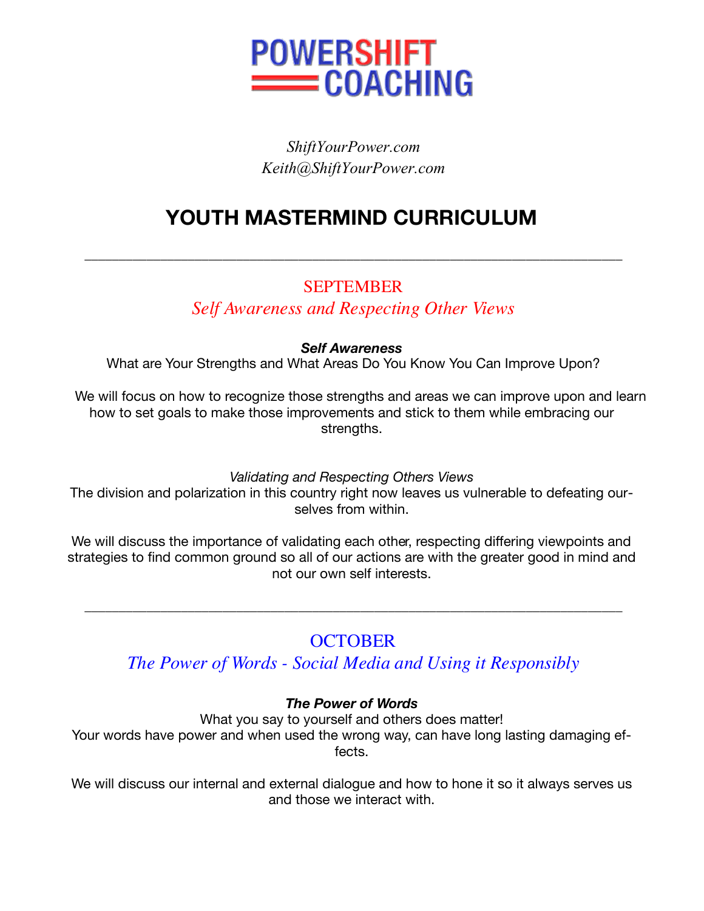# POWERSHIFT COACHING

*ShiftYourPower.com*
*Keith@ShiftYourPower.com*

# YOUTH MASTERMIND CURRICULUM

---

## SEPTEMBER

### *Self Awareness and Respecting Other Views*

***Self Awareness***

What are Your Strengths and What Areas Do You Know You Can Improve Upon?

We will focus on how to recognize those strengths and areas we can improve upon and learn how to set goals to make those improvements and stick to them while embracing our strengths.

*Validating and Respecting Others Views*

The division and polarization in this country right now leaves us vulnerable to defeating ourselves from within.

We will discuss the importance of validating each other, respecting differing viewpoints and strategies to find common ground so all of our actions are with the greater good in mind and not our own self interests.

---

## OCTOBER

### *The Power of Words - Social Media and Using it Responsibly*

***The Power of Words***

What you say to yourself and others does matter!

Your words have power and when used the wrong way, can have long lasting damaging effects.

We will discuss our internal and external dialogue and how to hone it so it always serves us and those we interact with.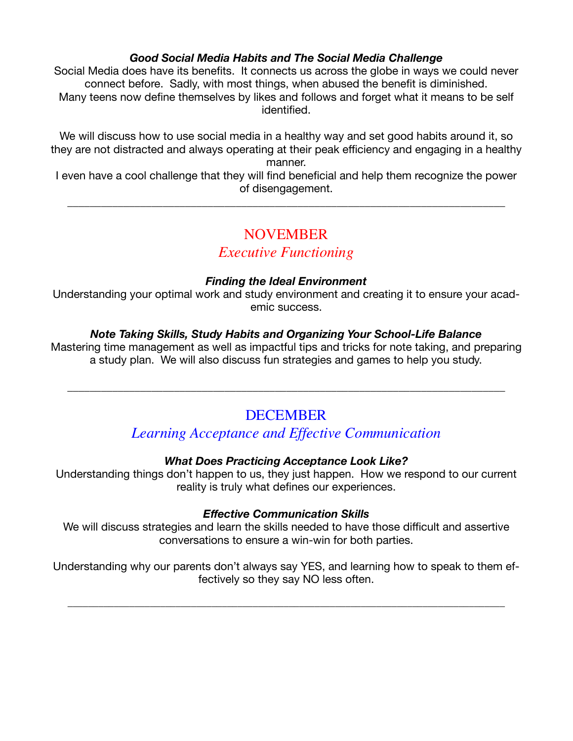### ***Good Social Media Habits and The Social Media Challenge***

Social Media does have its benefits. It connects us across the globe in ways we could never connect before. Sadly, with most things, when abused the benefit is diminished. Many teens now define themselves by likes and follows and forget what it means to be self identified.

We will discuss how to use social media in a healthy way and set good habits around it, so they are not distracted and always operating at their peak efficiency and engaging in a healthy manner.
I even have a cool challenge that they will find beneficial and help them recognize the power of disengagement.

---

## NOVEMBER

## *Executive Functioning*

### ***Finding the Ideal Environment***

Understanding your optimal work and study environment and creating it to ensure your academic success.

### ***Note Taking Skills, Study Habits and Organizing Your School-Life Balance***

Mastering time management as well as impactful tips and tricks for note taking, and preparing a study plan. We will also discuss fun strategies and games to help you study.

---

## DECEMBER

## *Learning Acceptance and Effective Communication*

### ***What Does Practicing Acceptance Look Like?***

Understanding things don't happen to us, they just happen. How we respond to our current reality is truly what defines our experiences.

### ***Effective Communication Skills***

We will discuss strategies and learn the skills needed to have those difficult and assertive conversations to ensure a win-win for both parties.

Understanding why our parents don't always say YES, and learning how to speak to them effectively so they say NO less often.

---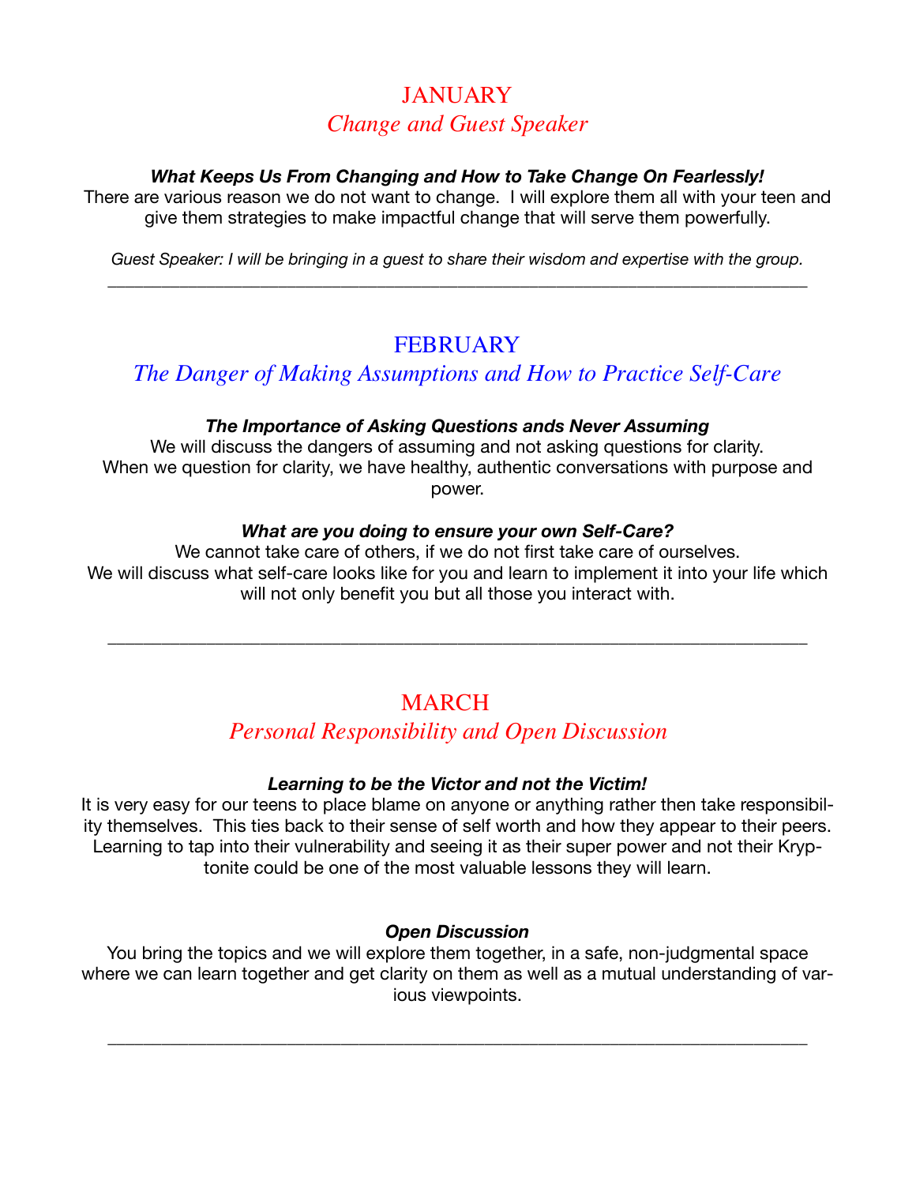## JANUARY

## *Change and Guest Speaker*

***What Keeps Us From Changing and How to Take Change On Fearlessly!***

There are various reason we do not want to change. I will explore them all with your teen and give them strategies to make impactful change that will serve them powerfully.

*Guest Speaker: I will be bringing in a guest to share their wisdom and expertise with the group.*

---

## FEBRUARY

## *The Danger of Making Assumptions and How to Practice Self-Care*

***The Importance of Asking Questions ands Never Assuming***

We will discuss the dangers of assuming and not asking questions for clarity. When we question for clarity, we have healthy, authentic conversations with purpose and power.

***What are you doing to ensure your own Self-Care?***

We cannot take care of others, if we do not first take care of ourselves. We will discuss what self-care looks like for you and learn to implement it into your life which will not only benefit you but all those you interact with.

---

## MARCH

## *Personal Responsibility and Open Discussion*

***Learning to be the Victor and not the Victim!***

It is very easy for our teens to place blame on anyone or anything rather then take responsibility themselves. This ties back to their sense of self worth and how they appear to their peers. Learning to tap into their vulnerability and seeing it as their super power and not their Kryptonite could be one of the most valuable lessons they will learn.

***Open Discussion***

You bring the topics and we will explore them together, in a safe, non-judgmental space where we can learn together and get clarity on them as well as a mutual understanding of various viewpoints.

---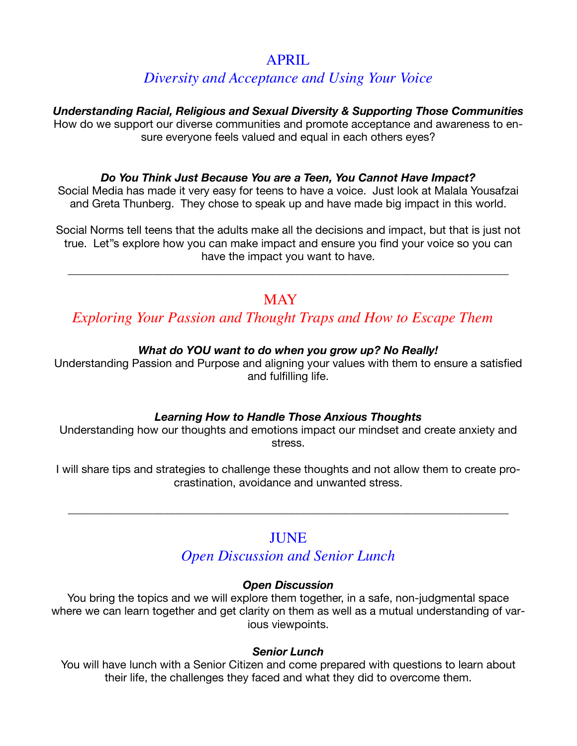## APRIL

### *Diversity and Acceptance and Using Your Voice*

***Understanding Racial, Religious and Sexual Diversity & Supporting Those Communities***

How do we support our diverse communities and promote acceptance and awareness to ensure everyone feels valued and equal in each others eyes?

***Do You Think Just Because You are a Teen, You Cannot Have Impact?***

Social Media has made it very easy for teens to have a voice. Just look at Malala Yousafzai and Greta Thunberg. They chose to speak up and have made big impact in this world.

Social Norms tell teens that the adults make all the decisions and impact, but that is just not true. Let"s explore how you can make impact and ensure you find your voice so you can have the impact you want to have.

---

## MAY

### *Exploring Your Passion and Thought Traps and How to Escape Them*

***What do YOU want to do when you grow up? No Really!***

Understanding Passion and Purpose and aligning your values with them to ensure a satisfied and fulfilling life.

***Learning How to Handle Those Anxious Thoughts***

Understanding how our thoughts and emotions impact our mindset and create anxiety and stress.

I will share tips and strategies to challenge these thoughts and not allow them to create procrastination, avoidance and unwanted stress.

---

## JUNE

### *Open Discussion and Senior Lunch*

***Open Discussion***

You bring the topics and we will explore them together, in a safe, non-judgmental space where we can learn together and get clarity on them as well as a mutual understanding of various viewpoints.

***Senior Lunch***

You will have lunch with a Senior Citizen and come prepared with questions to learn about their life, the challenges they faced and what they did to overcome them.